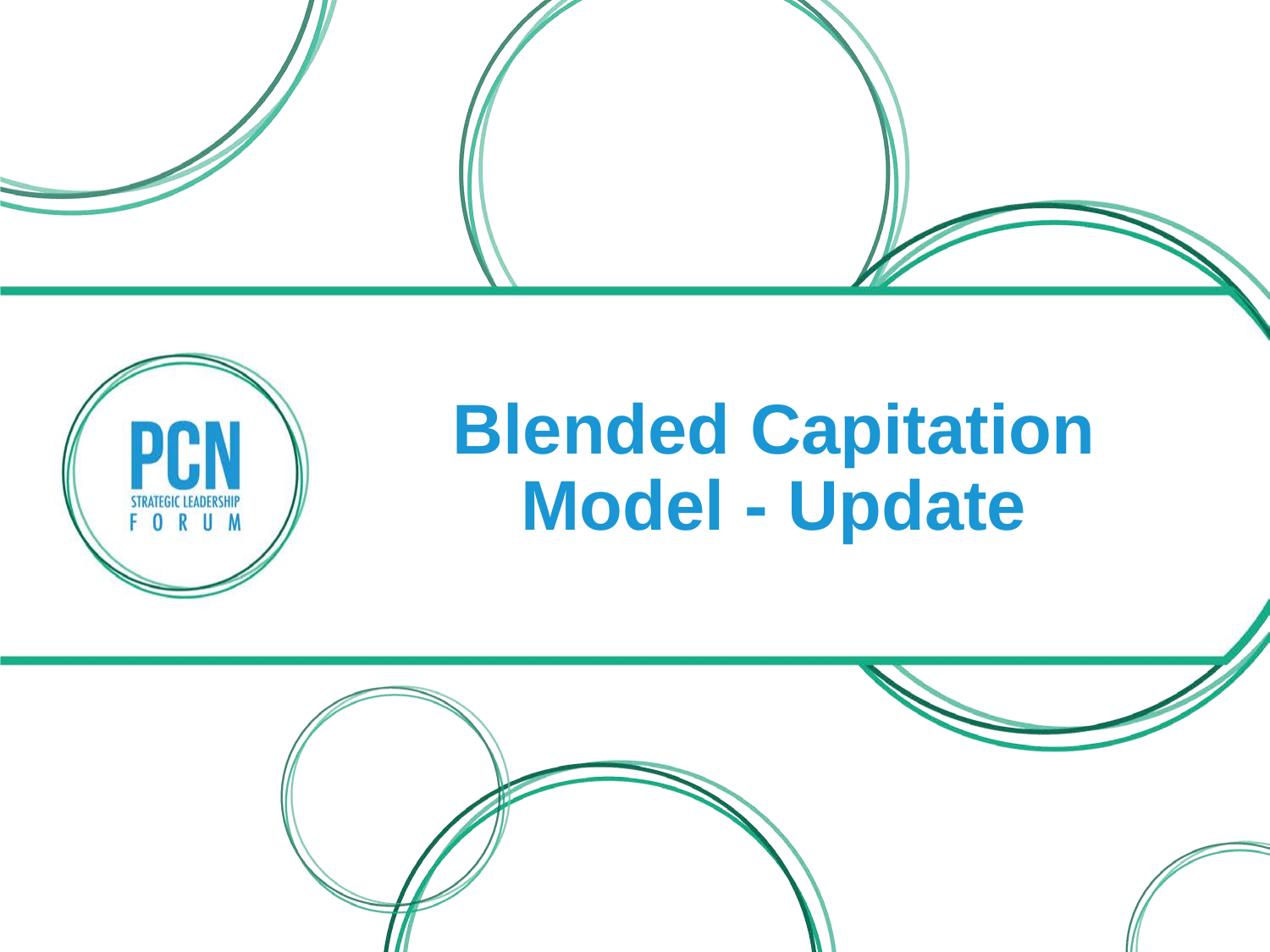PCN STRATEGIC LEADERSHIP FORUM

# Blended Capitation Model - Update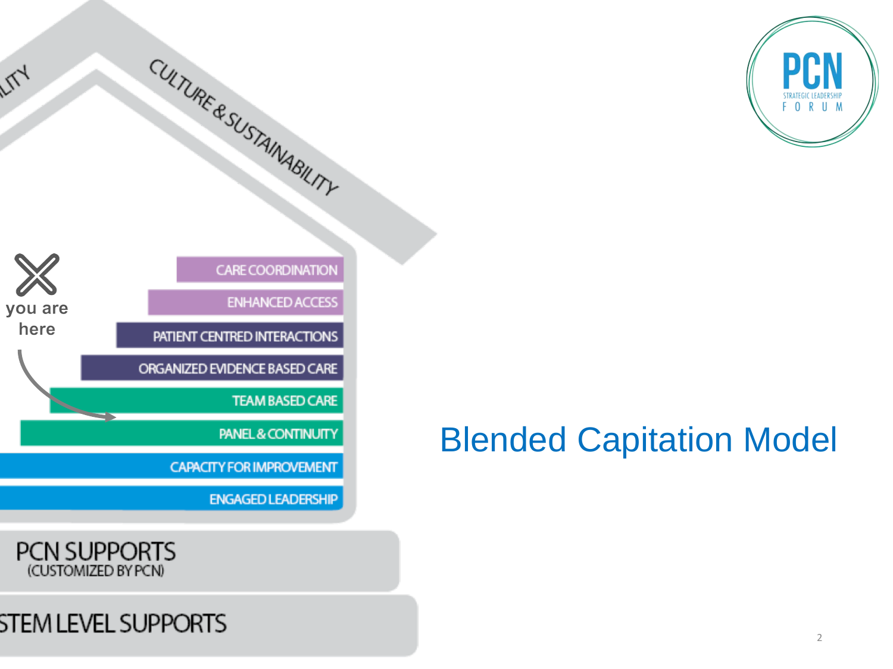# Blended Capitation Model

CULTURE & SUSTAINABILITY

- CARE COORDINATION
- ENHANCED ACCESS
- PATIENT CENTRED INTERACTIONS
- ORGANIZED EVIDENCE BASED CARE
- TEAM BASED CARE
- PANEL & CONTINUITY
- CAPACITY FOR IMPROVEMENT
- ENGAGED LEADERSHIP

you are here

PCN SUPPORTS (CUSTOMIZED BY PCN)

STEM LEVEL SUPPORTS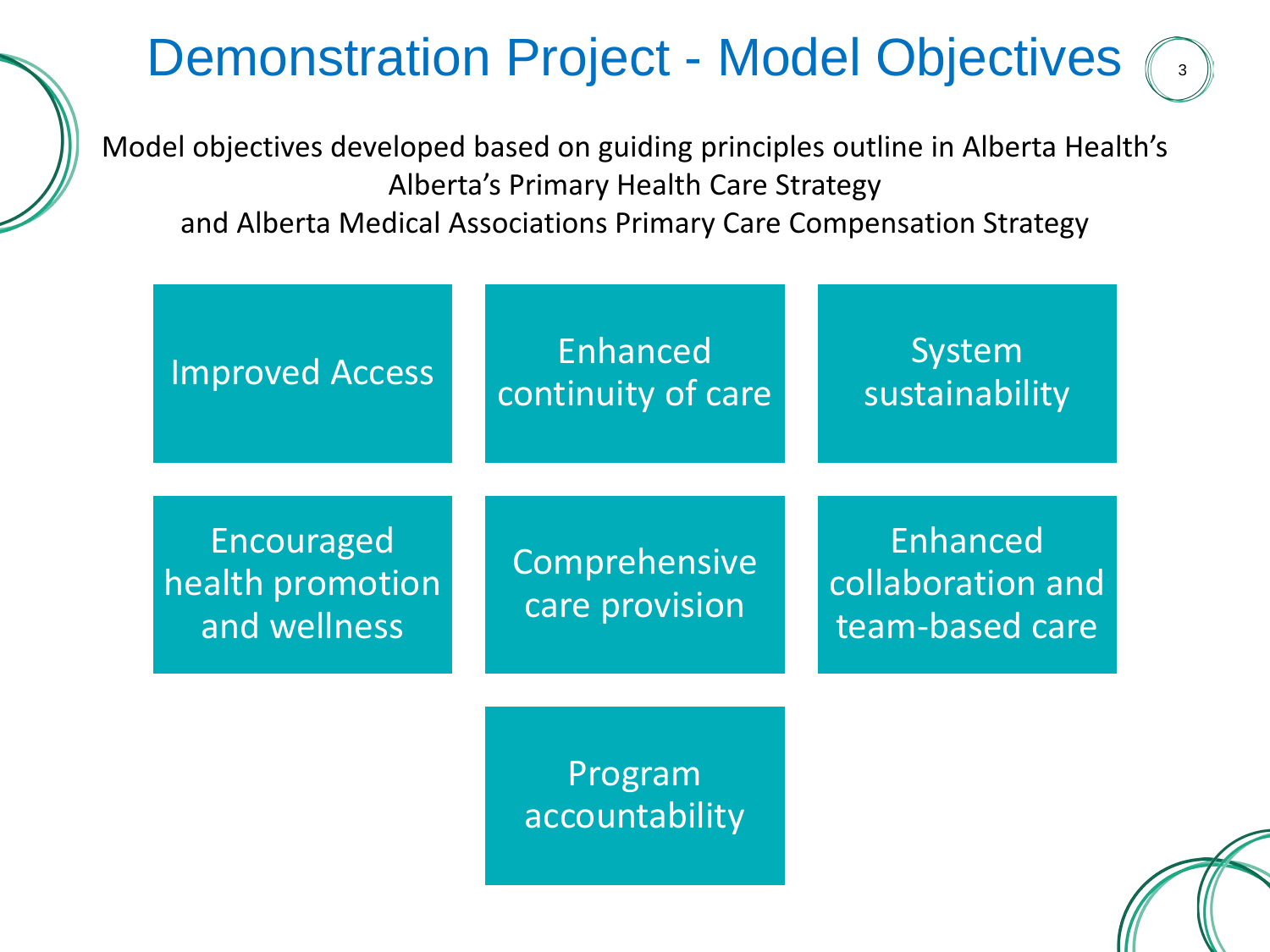# Demonstration Project - Model Objectives

Model objectives developed based on guiding principles outline in Alberta Health's Alberta's Primary Health Care Strategy and Alberta Medical Associations Primary Care Compensation Strategy

- Improved Access
- Enhanced continuity of care
- System sustainability
- Encouraged health promotion and wellness
- Comprehensive care provision
- Enhanced collaboration and team-based care
- Program accountability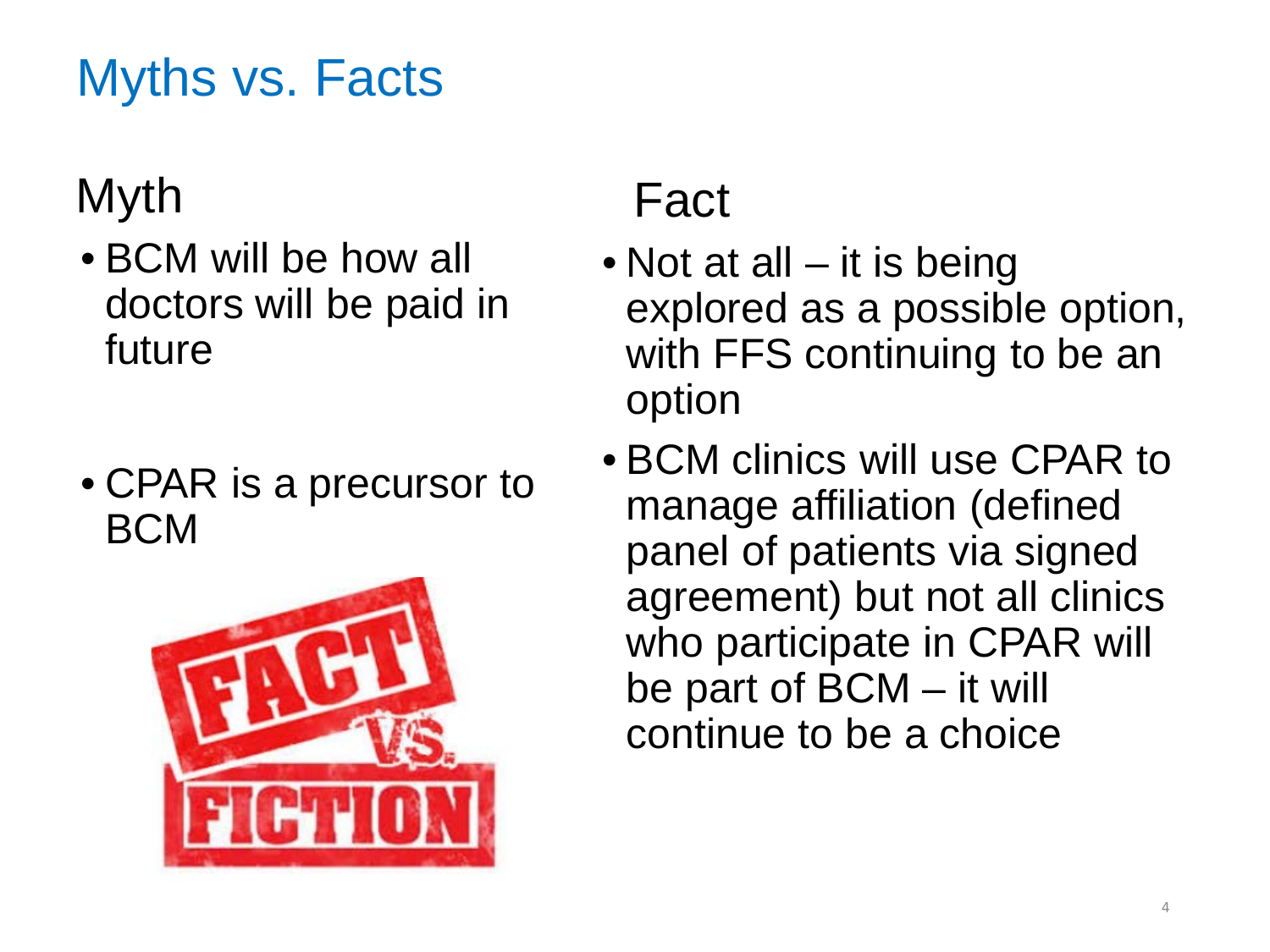# Myths vs. Facts

| Myth | Fact |
| --- | --- |
| BCM will be how all doctors will be paid in future | Not at all – it is being explored as a possible option, with FFS continuing to be an option |
| CPAR is a precursor to BCM | BCM clinics will use CPAR to manage affiliation (defined panel of patients via signed agreement) but not all clinics who participate in CPAR will be part of BCM – it will continue to be a choice |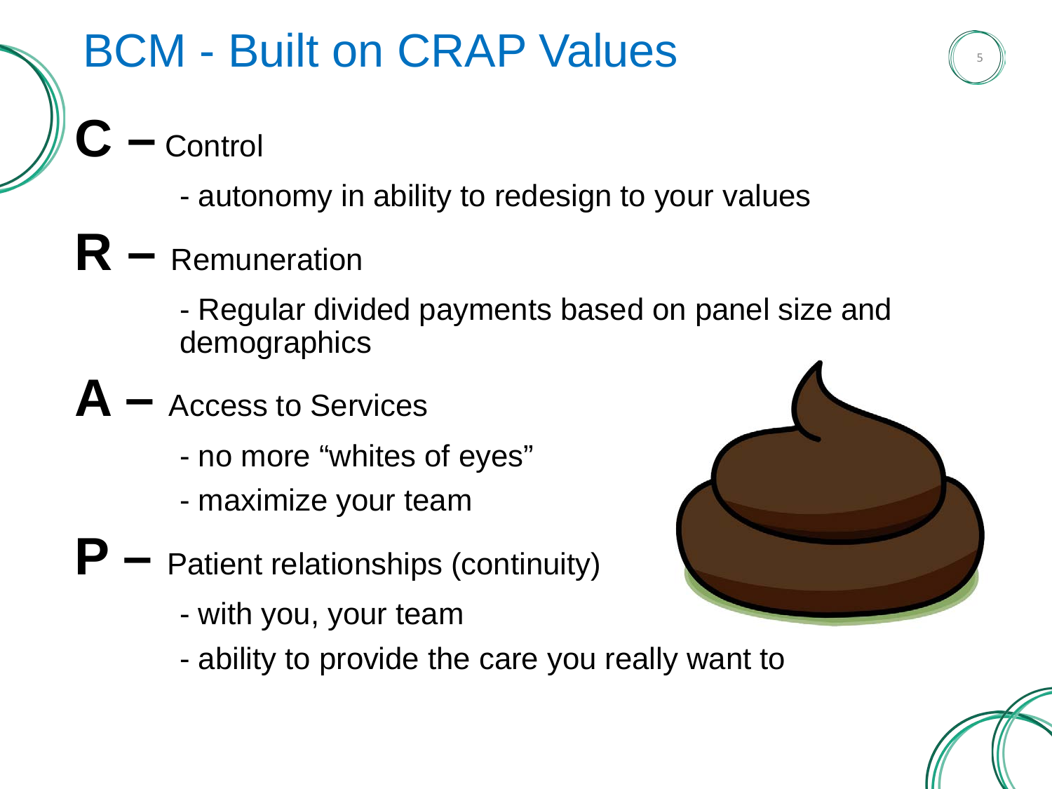# BCM - Built on CRAP Values

**C –** Control

- autonomy in ability to redesign to your values

**R –** Remuneration

- Regular divided payments based on panel size and demographics

**A –** Access to Services

- no more “whites of eyes”
- maximize your team

**P –** Patient relationships (continuity)

- with you, your team
- ability to provide the care you really want to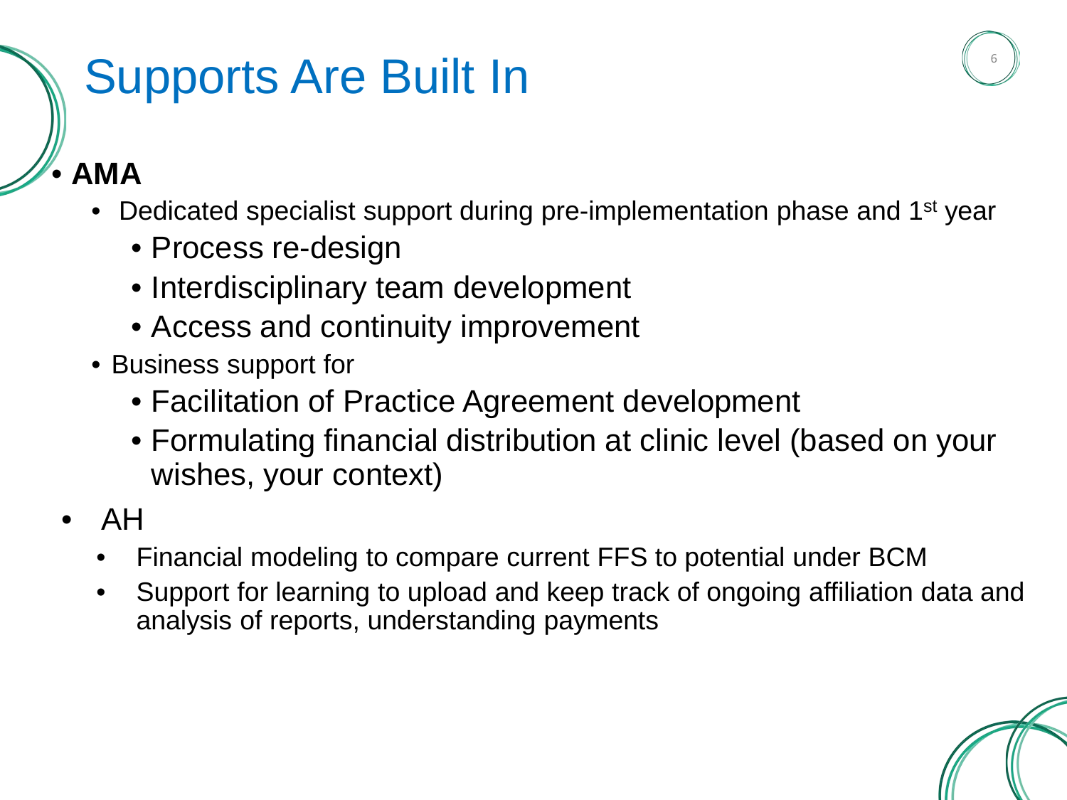# Supports Are Built In

- **AMA**
  - Dedicated specialist support during pre-implementation phase and 1st year
    - Process re-design
    - Interdisciplinary team development
    - Access and continuity improvement
  - Business support for
    - Facilitation of Practice Agreement development
    - Formulating financial distribution at clinic level (based on your wishes, your context)
- AH
  - Financial modeling to compare current FFS to potential under BCM
  - Support for learning to upload and keep track of ongoing affiliation data and analysis of reports, understanding payments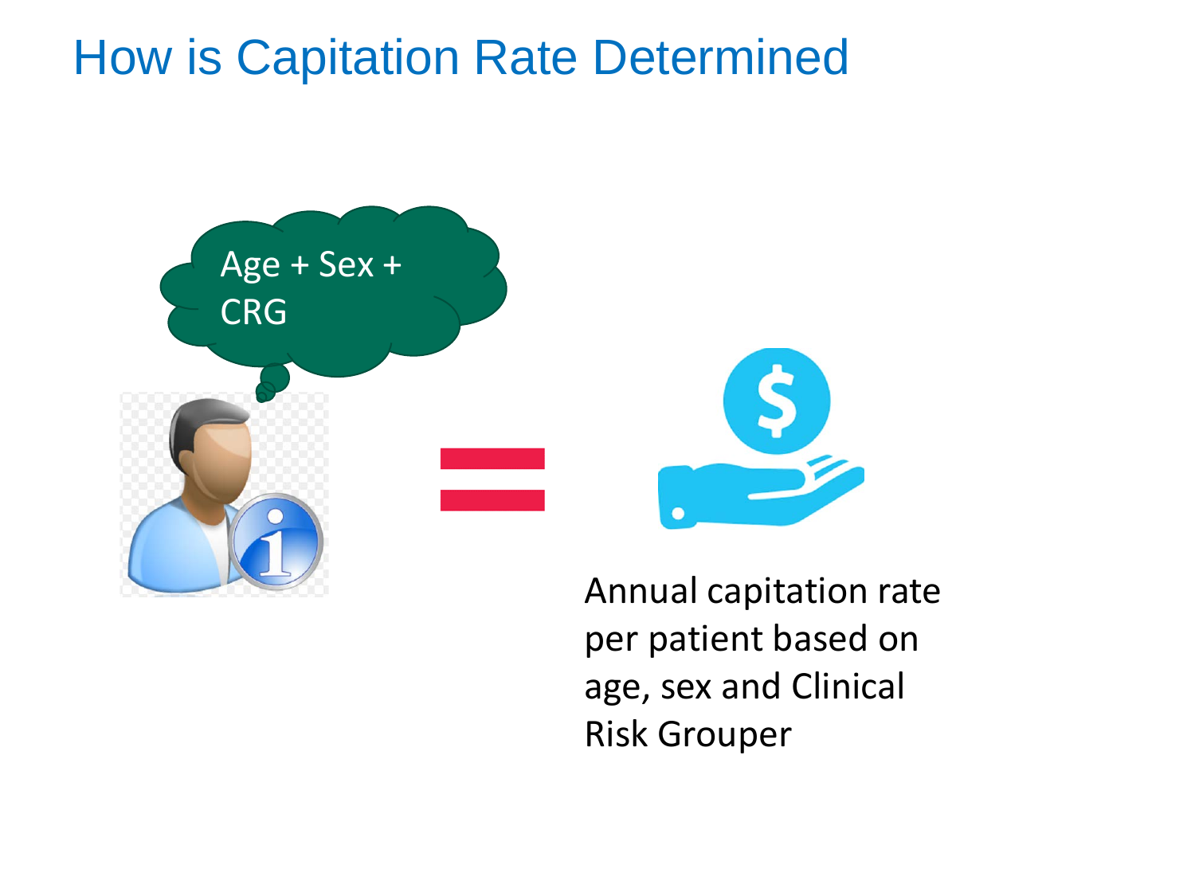# How is Capitation Rate Determined

Age + Sex + CRG

=

Annual capitation rate per patient based on age, sex and Clinical Risk Grouper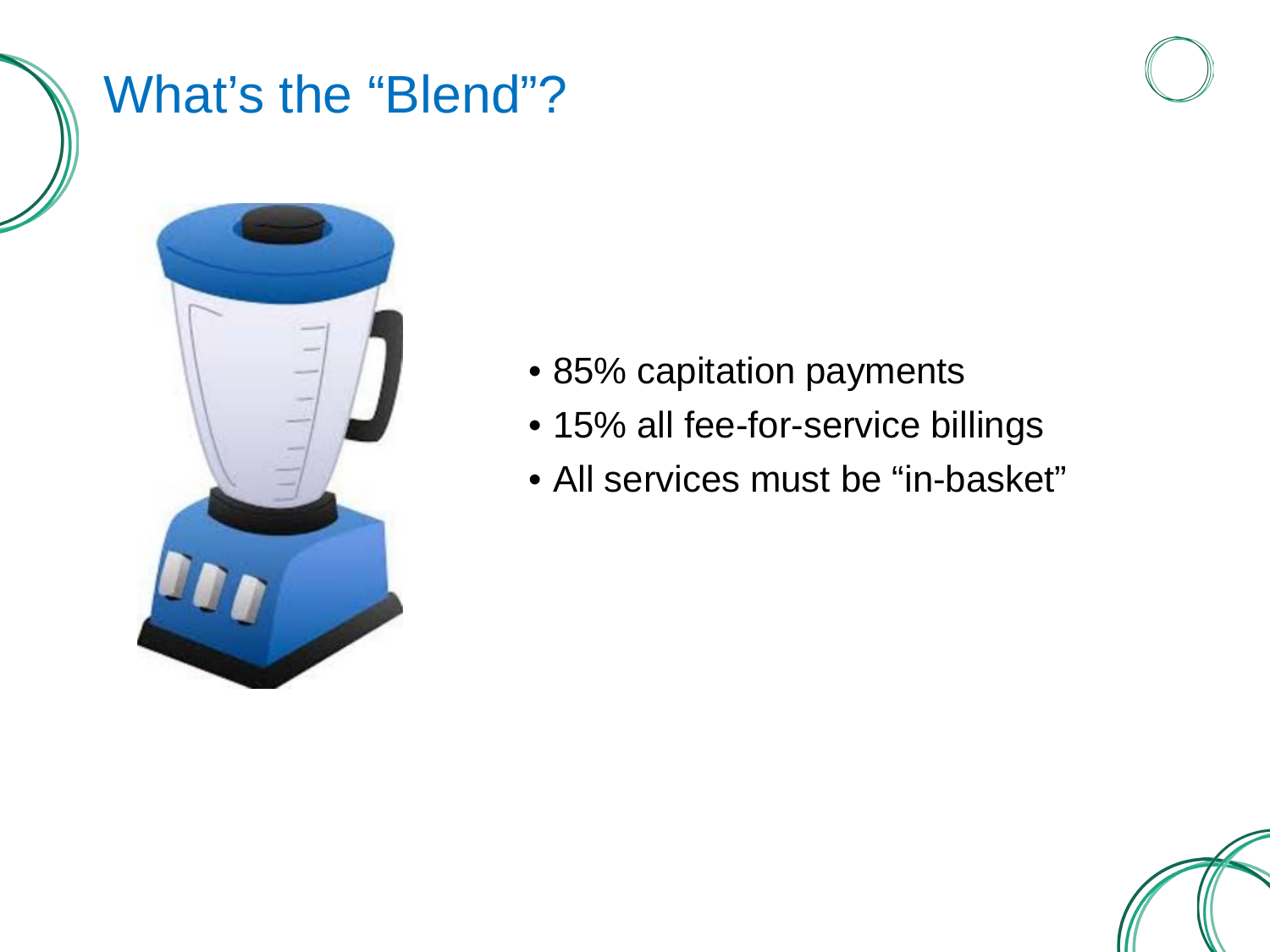# What's the "Blend"?

- 85% capitation payments
- 15% all fee-for-service billings
- All services must be "in-basket"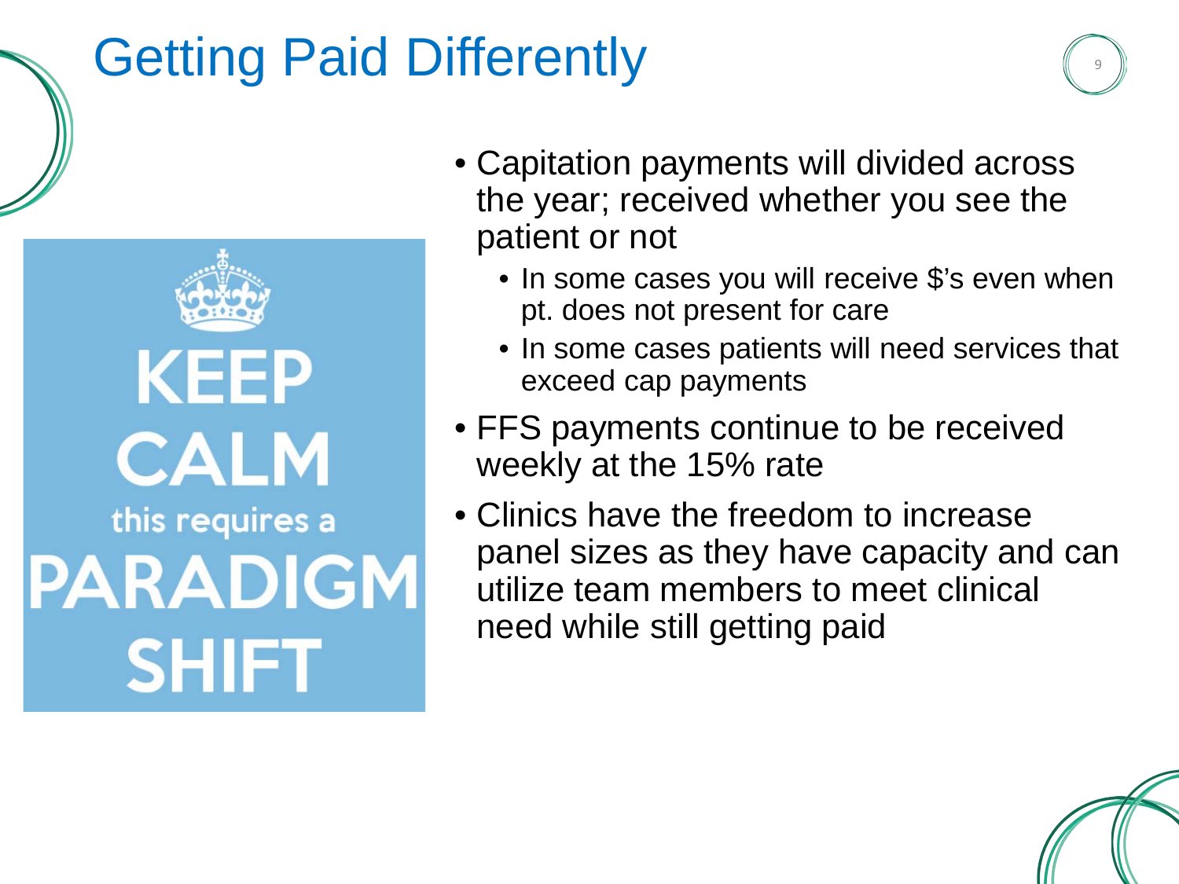# Getting Paid Differently

KEEP CALM this requires a PARADIGM SHIFT

- Capitation payments will divided across the year; received whether you see the patient or not
  - In some cases you will receive $'s even when pt. does not present for care
  - In some cases patients will need services that exceed cap payments
- FFS payments continue to be received weekly at the 15% rate
- Clinics have the freedom to increase panel sizes as they have capacity and can utilize team members to meet clinical need while still getting paid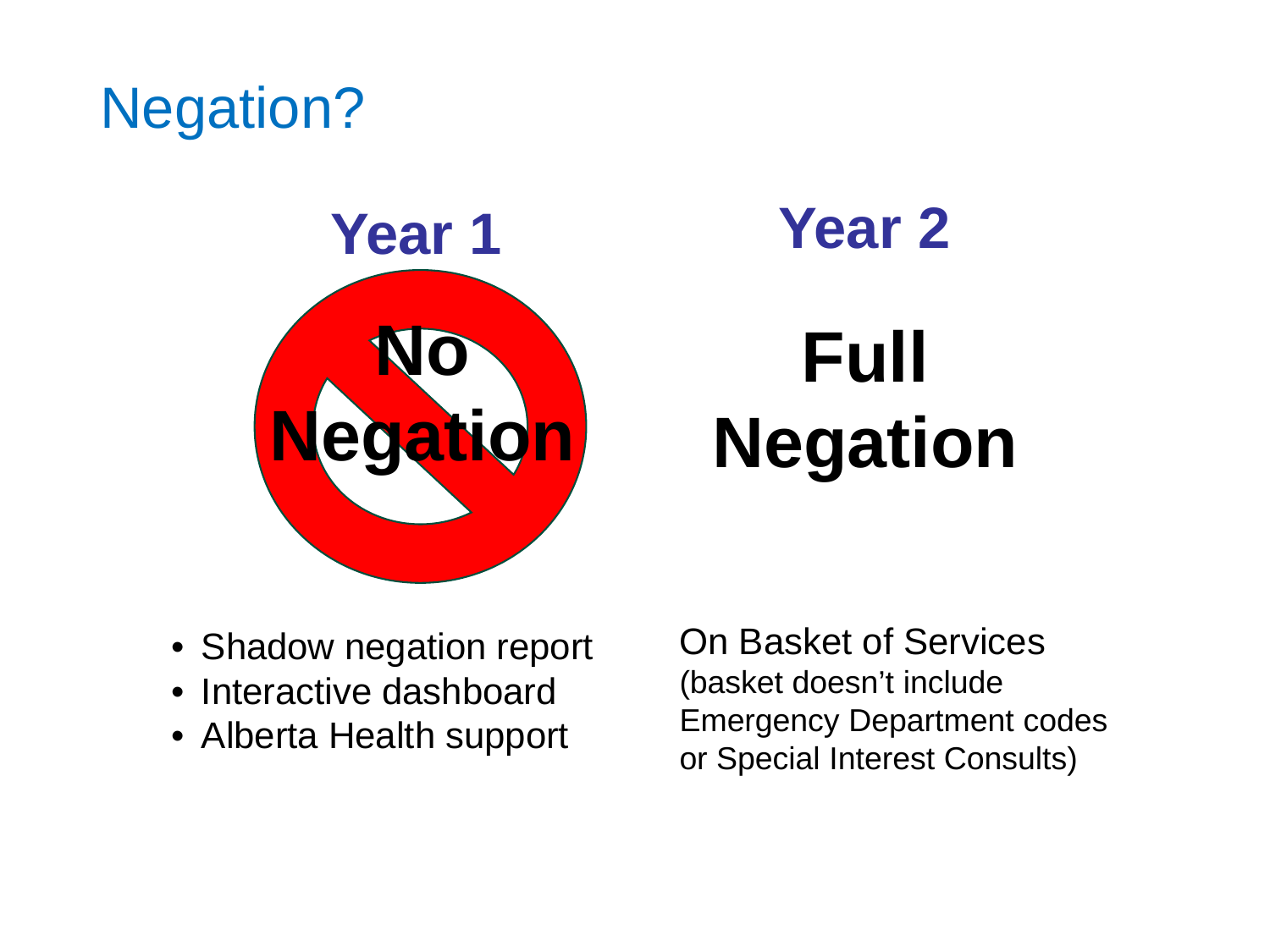# Negation?

## Year 1

**No Negation**

- Shadow negation report
- Interactive dashboard
- Alberta Health support

## Year 2

**Full Negation**

On Basket of Services
(basket doesn't include Emergency Department codes or Special Interest Consults)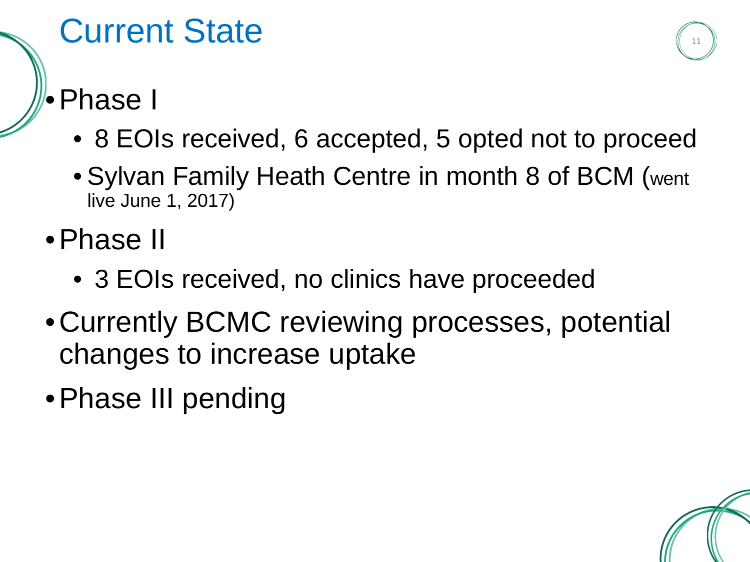# Current State

- Phase I
  - 8 EOIs received, 6 accepted, 5 opted not to proceed
  - Sylvan Family Heath Centre in month 8 of BCM (went live June 1, 2017)
- Phase II
  - 3 EOIs received, no clinics have proceeded
- Currently BCMC reviewing processes, potential changes to increase uptake
- Phase III pending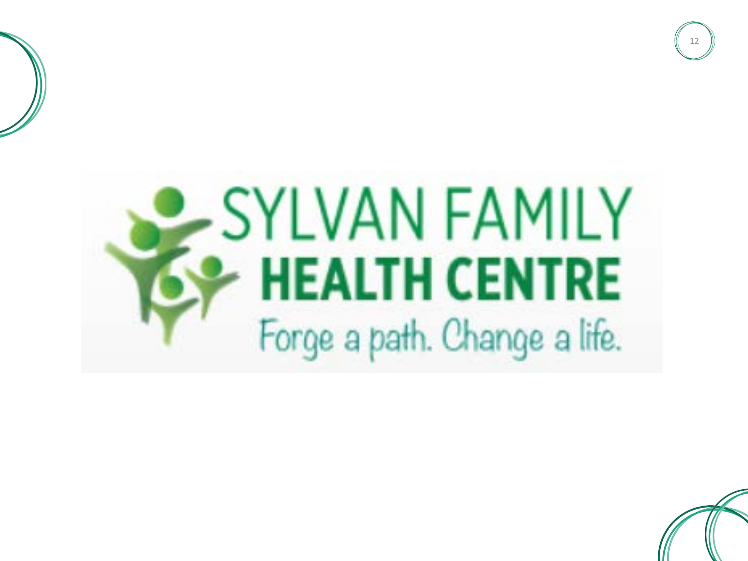SYLVAN FAMILY

**HEALTH CENTRE**

Forge a path. Change a life.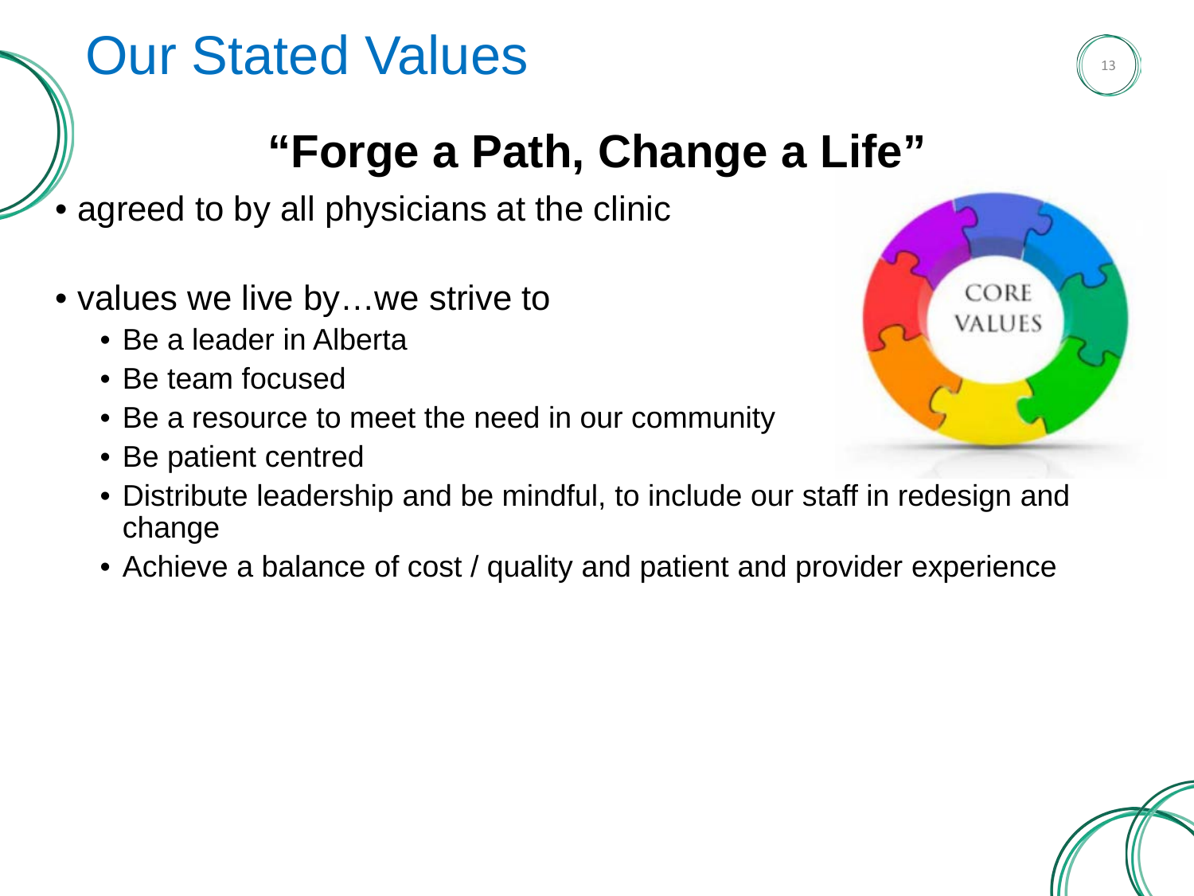# Our Stated Values

## "Forge a Path, Change a Life"

- agreed to by all physicians at the clinic
- values we live by…we strive to
  - Be a leader in Alberta
  - Be team focused
  - Be a resource to meet the need in our community
  - Be patient centred
  - Distribute leadership and be mindful, to include our staff in redesign and change
  - Achieve a balance of cost / quality and patient and provider experience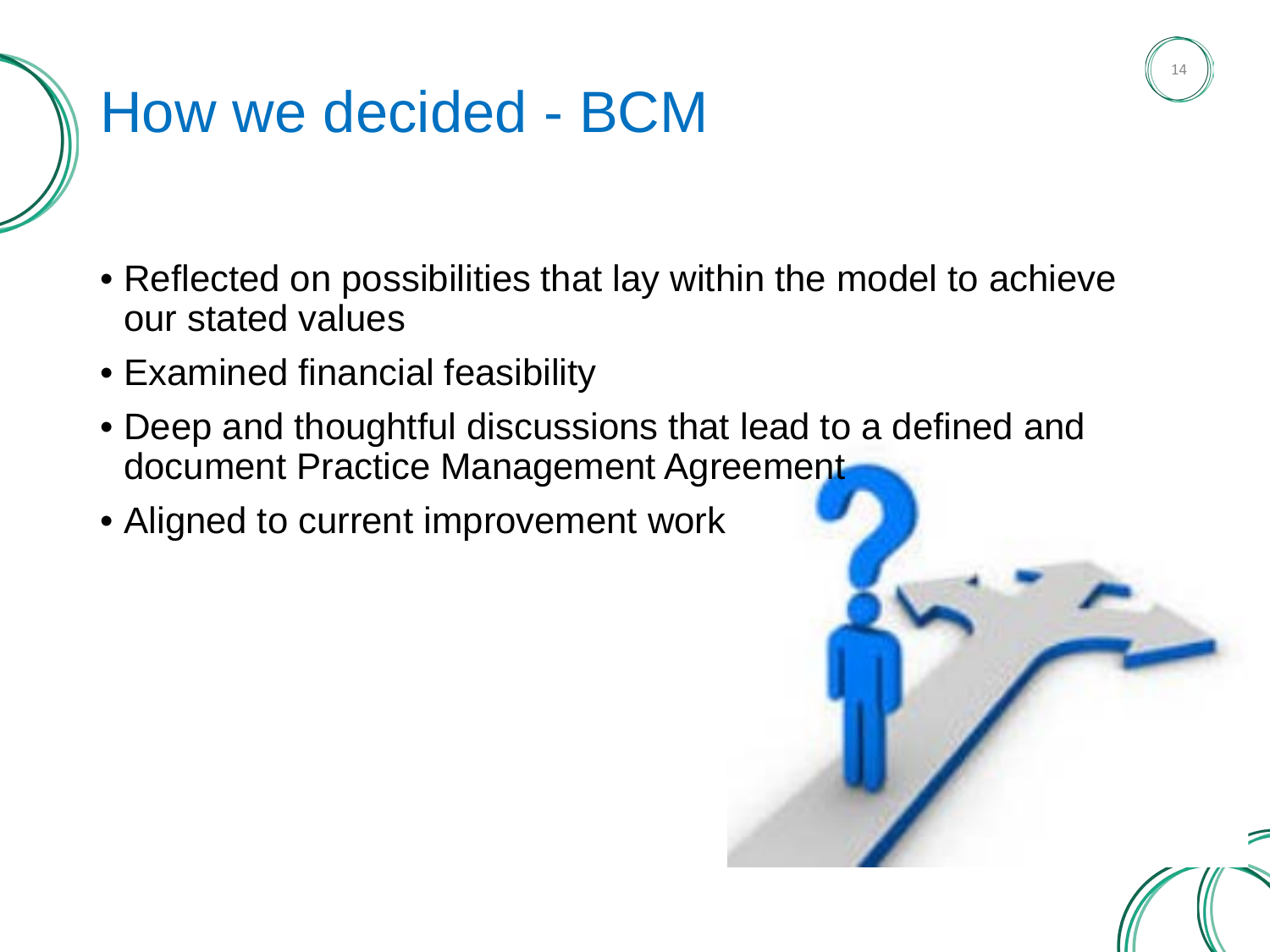# How we decided - BCM

- Reflected on possibilities that lay within the model to achieve our stated values
- Examined financial feasibility
- Deep and thoughtful discussions that lead to a defined and document Practice Management Agreement
- Aligned to current improvement work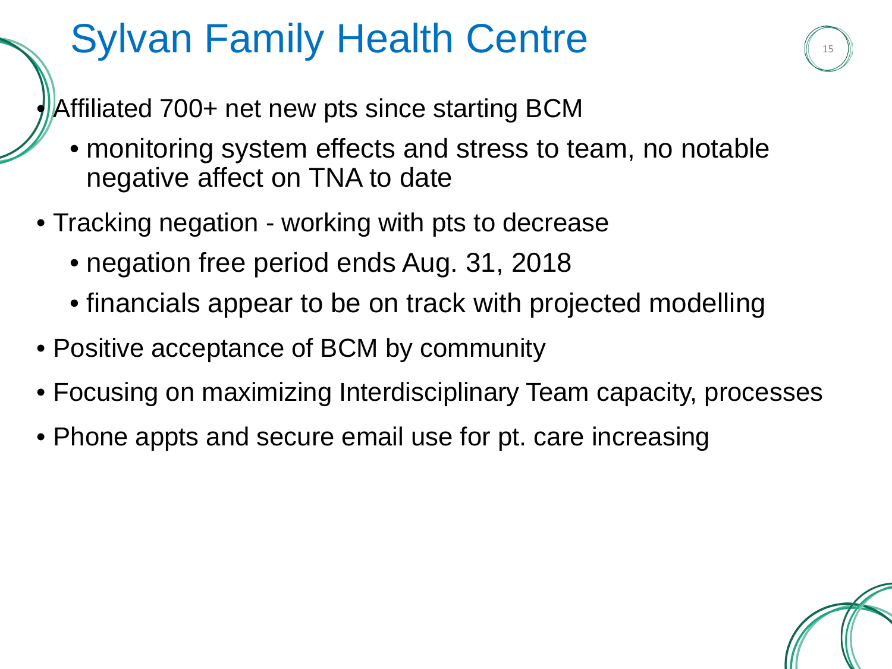# Sylvan Family Health Centre

- Affiliated 700+ net new pts since starting BCM
  - monitoring system effects and stress to team, no notable negative affect on TNA to date
- Tracking negation - working with pts to decrease
  - negation free period ends Aug. 31, 2018
  - financials appear to be on track with projected modelling
- Positive acceptance of BCM by community
- Focusing on maximizing Interdisciplinary Team capacity, processes
- Phone appts and secure email use for pt. care increasing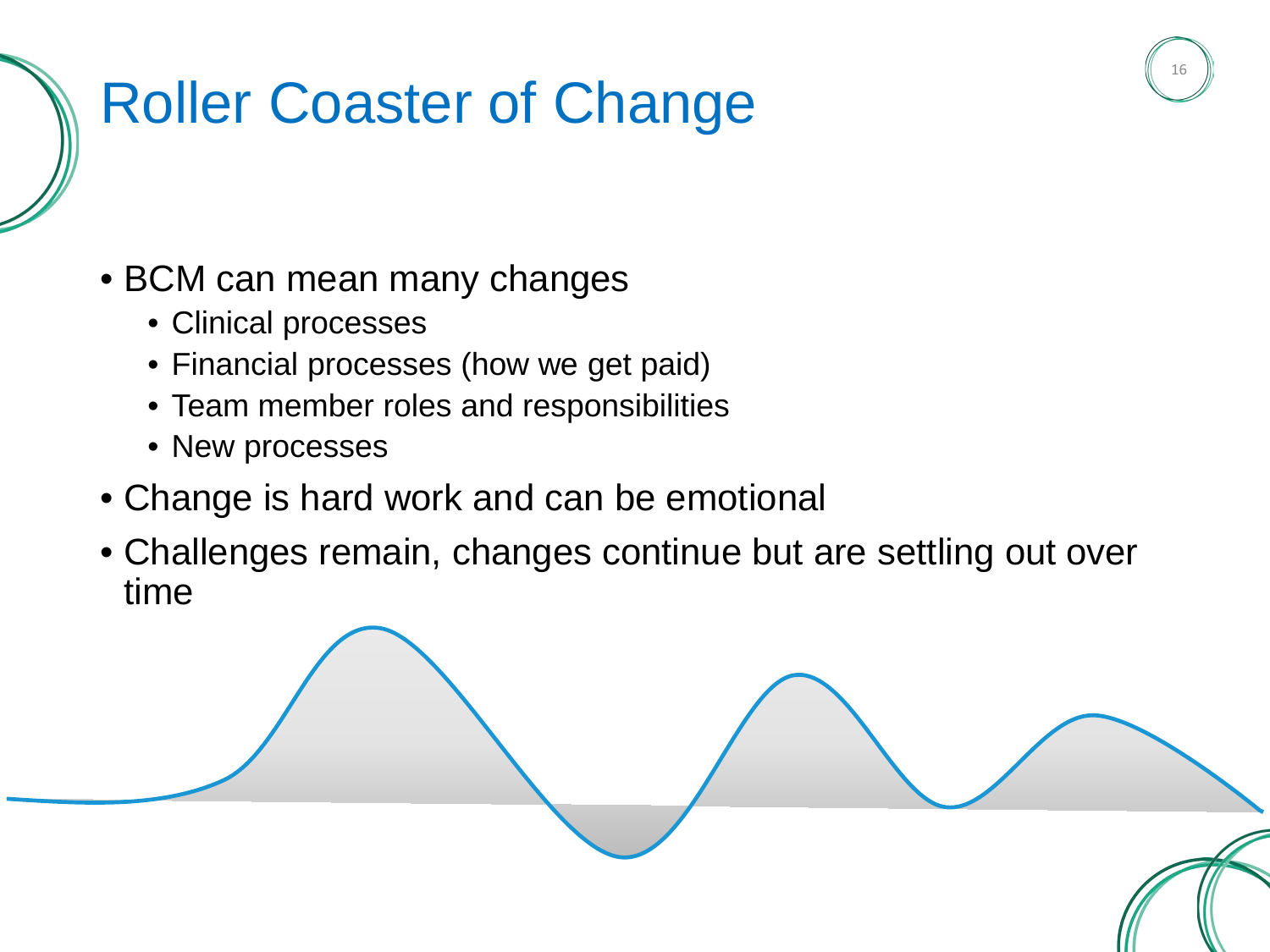# Roller Coaster of Change

- BCM can mean many changes
  - Clinical processes
  - Financial processes (how we get paid)
  - Team member roles and responsibilities
  - New processes
- Change is hard work and can be emotional
- Challenges remain, changes continue but are settling out over time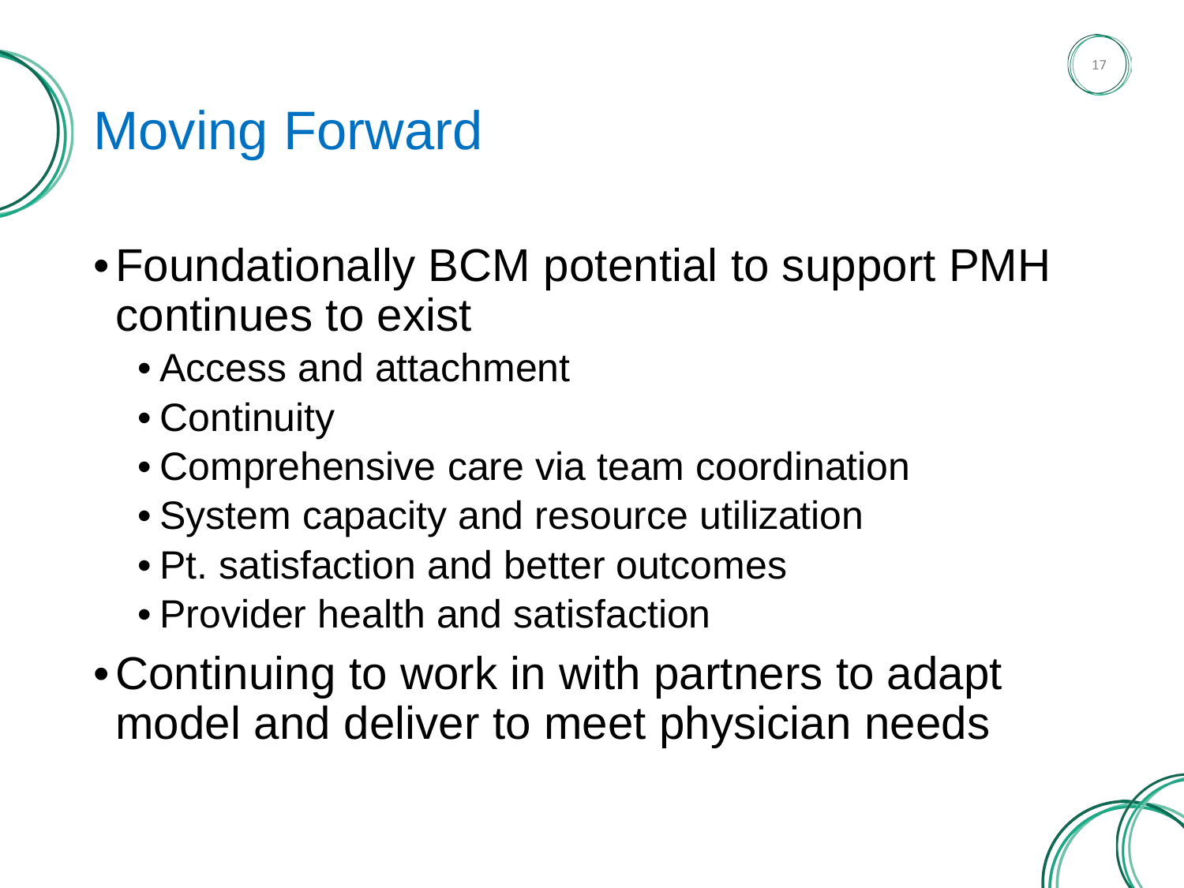# Moving Forward

- Foundationally BCM potential to support PMH continues to exist
  - Access and attachment
  - Continuity
  - Comprehensive care via team coordination
  - System capacity and resource utilization
  - Pt. satisfaction and better outcomes
  - Provider health and satisfaction
- Continuing to work in with partners to adapt model and deliver to meet physician needs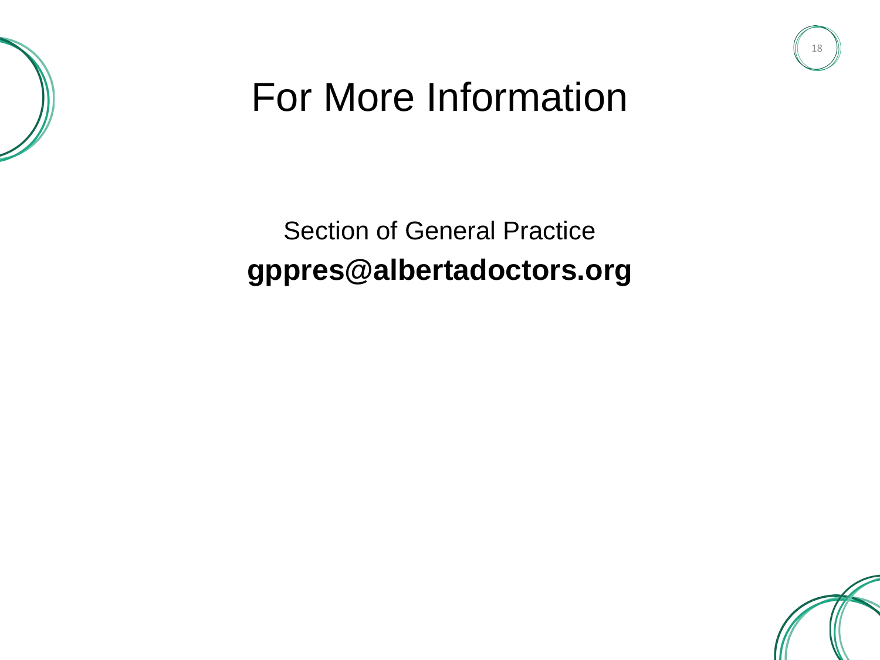# For More Information

Section of General Practice

**gppres@albertadoctors.org**